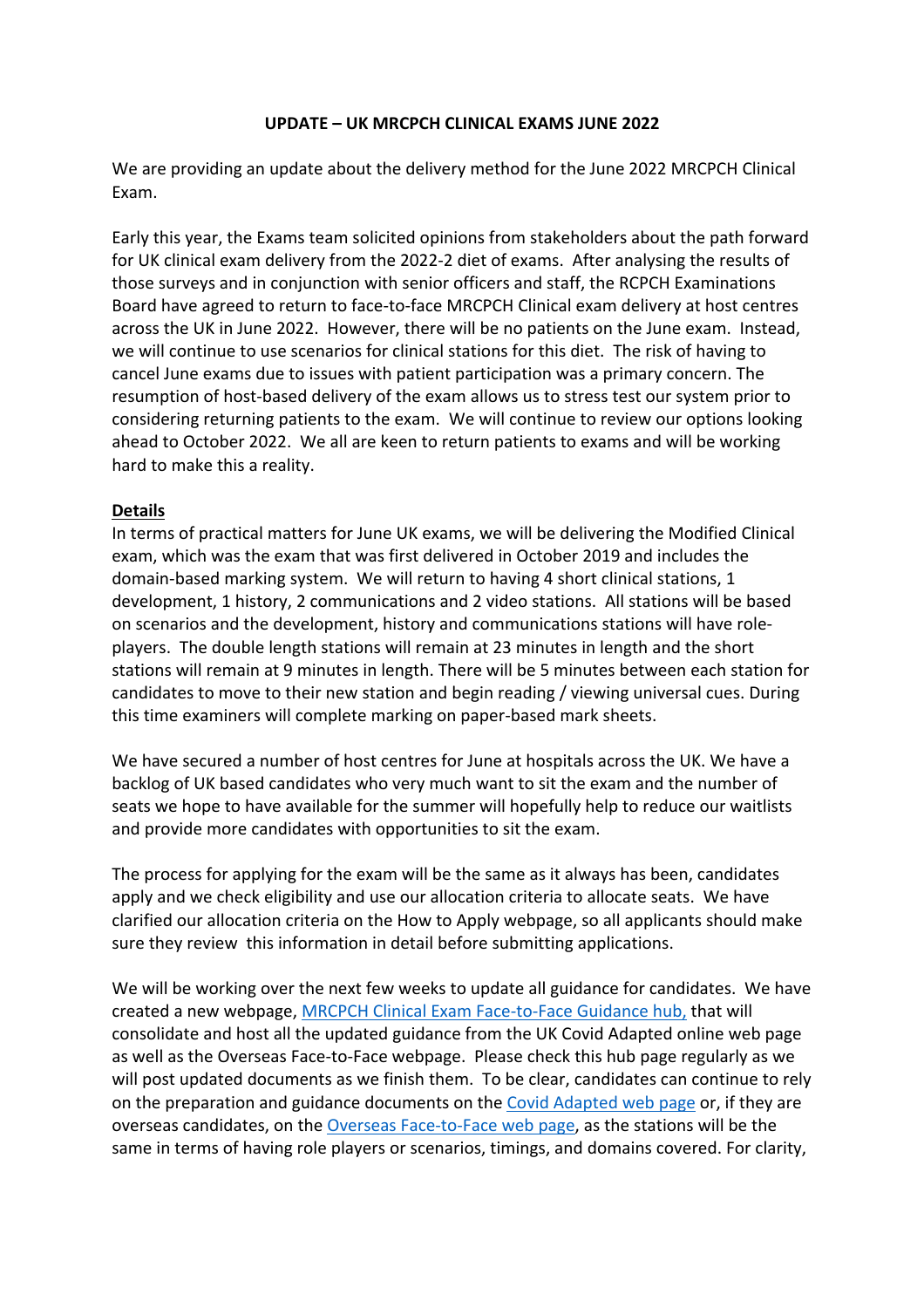**UPDATE – UK MRCPCH CLINICAL EXAMS JUNE 2022**

We are providing an update about the delivery method for the June 2022 MRCPCH Clinical Exam.

Early this year, the Exams team solicited opinions from stakeholders about the path forward for UK clinical exam delivery from the 2022-2 diet of exams. After analysing the results of those surveys and in conjunction with senior officers and staff, the RCPCH Examinations Board have agreed to return to face-to-face MRCPCH Clinical exam delivery at host centres across the UK in June 2022. However, there will be no patients on the June exam. Instead, we will continue to use scenarios for clinical stations for this diet. The risk of having to cancel June exams due to issues with patient participation was a primary concern. The resumption of host-based delivery of the exam allows us to stress test our system prior to considering returning patients to the exam. We will continue to review our options looking ahead to October 2022. We all are keen to return patients to exams and will be working hard to make this a reality.

**Details**

In terms of practical matters for June UK exams, we will be delivering the Modified Clinical exam, which was the exam that was first delivered in October 2019 and includes the domain-based marking system. We will return to having 4 short clinical stations, 1 development, 1 history, 2 communications and 2 video stations. All stations will be based on scenarios and the development, history and communications stations will have role-players. The double length stations will remain at 23 minutes in length and the short stations will remain at 9 minutes in length. There will be 5 minutes between each station for candidates to move to their new station and begin reading / viewing universal cues. During this time examiners will complete marking on paper-based mark sheets.

We have secured a number of host centres for June at hospitals across the UK. We have a backlog of UK based candidates who very much want to sit the exam and the number of seats we hope to have available for the summer will hopefully help to reduce our waitlists and provide more candidates with opportunities to sit the exam.

The process for applying for the exam will be the same as it always has been, candidates apply and we check eligibility and use our allocation criteria to allocate seats. We have clarified our allocation criteria on the How to Apply webpage, so all applicants should make sure they review this information in detail before submitting applications.

We will be working over the next few weeks to update all guidance for candidates. We have created a new webpage, MRCPCH Clinical Exam Face-to-Face Guidance hub, that will consolidate and host all the updated guidance from the UK Covid Adapted online web page as well as the Overseas Face-to-Face webpage. Please check this hub page regularly as we will post updated documents as we finish them. To be clear, candidates can continue to rely on the preparation and guidance documents on the Covid Adapted web page or, if they are overseas candidates, on the Overseas Face-to-Face web page, as the stations will be the same in terms of having role players or scenarios, timings, and domains covered. For clarity,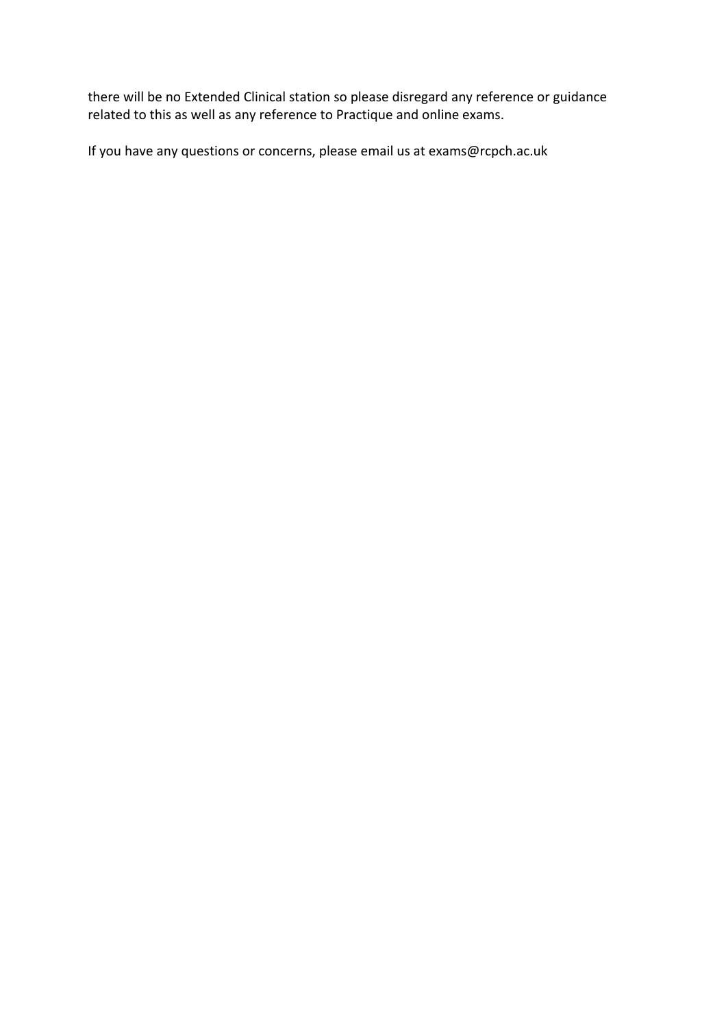there will be no Extended Clinical station so please disregard any reference or guidance related to this as well as any reference to Practique and online exams.

If you have any questions or concerns, please email us at exams@rcpch.ac.uk